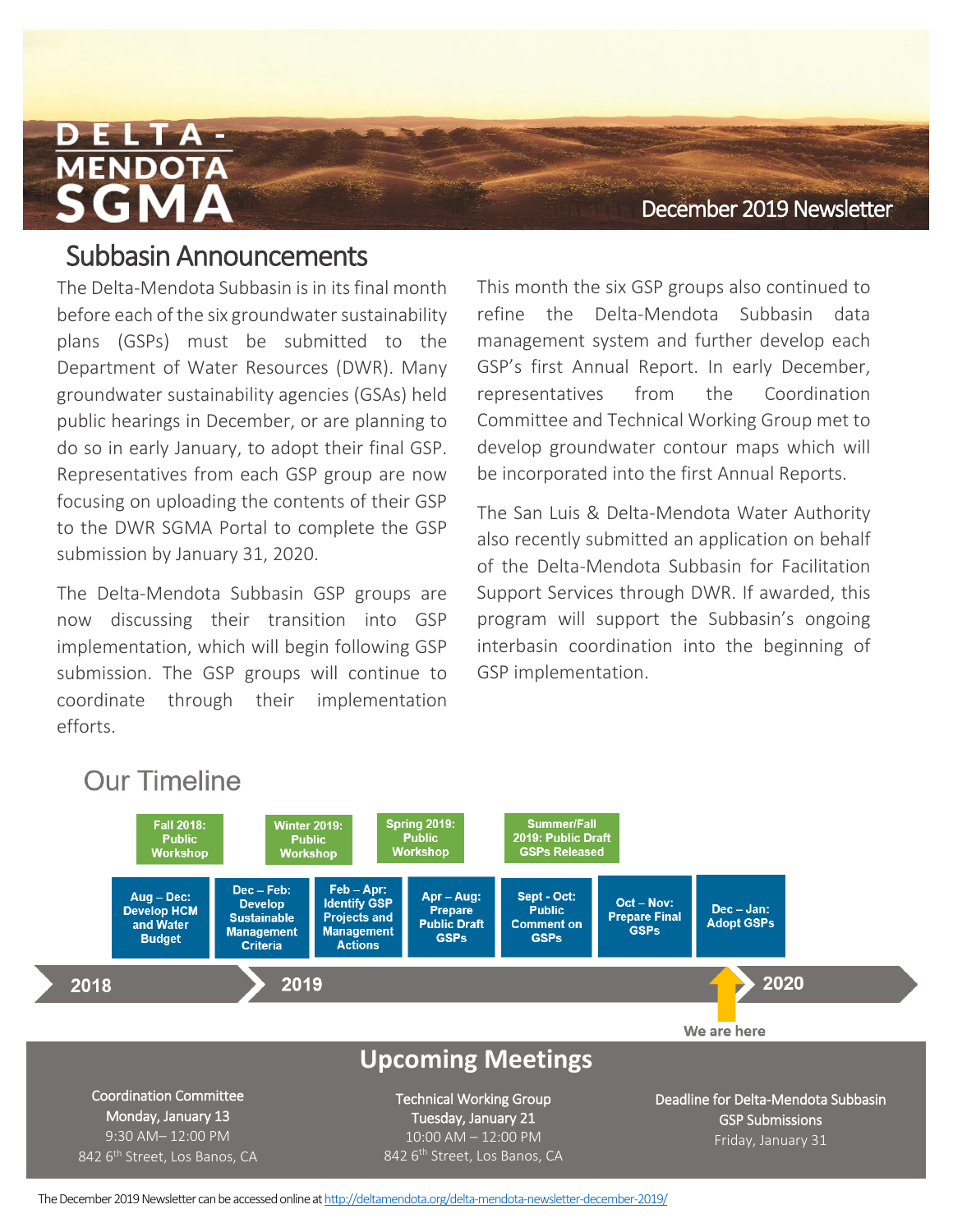# DELTA-MENDOTA SGMA

December 2019 Newsletter

## Subbasin Announcements

The Delta-Mendota Subbasin is in its final month before each of the six groundwater sustainability plans (GSPs) must be submitted to the Department of Water Resources (DWR). Many groundwater sustainability agencies (GSAs) held public hearings in December, or are planning to do so in early January, to adopt their final GSP. Representatives from each GSP group are now focusing on uploading the contents of their GSP to the DWR SGMA Portal to complete the GSP submission by January 31, 2020.

The Delta-Mendota Subbasin GSP groups are now discussing their transition into GSP implementation, which will begin following GSP submission. The GSP groups will continue to coordinate through their implementation efforts.

This month the six GSP groups also continued to refine the Delta-Mendota Subbasin data management system and further develop each GSP's first Annual Report. In early December, representatives from the Coordination Committee and Technical Working Group met to develop groundwater contour maps which will be incorporated into the first Annual Reports.

The San Luis & Delta-Mendota Water Authority also recently submitted an application on behalf of the Delta-Mendota Subbasin for Facilitation Support Services through DWR. If awarded, this program will support the Subbasin's ongoing interbasin coordination into the beginning of GSP implementation.

## Our Timeline

**2018**

- Fall 2018: Public Workshop
- Aug – Dec: Develop HCM and Water Budget

**2019**

- Winter 2019: Public Workshop
- Spring 2019: Public Workshop
- Summer/Fall 2019: Public Draft GSPs Released
- Dec – Feb: Develop Sustainable Management Criteria
- Feb – Apr: Identify GSP Projects and Management Actions
- Apr – Aug: Prepare Public Draft GSPs
- Sept - Oct: Public Comment on GSPs
- Oct – Nov: Prepare Final GSPs
- Dec – Jan: Adopt GSPs (We are here)

**2020**

## Upcoming Meetings

**Coordination Committee**
Monday, January 13
9:30 AM– 12:00 PM
842 6th Street, Los Banos, CA

**Technical Working Group**
Tuesday, January 21
10:00 AM – 12:00 PM
842 6th Street, Los Banos, CA

**Deadline for Delta-Mendota Subbasin GSP Submissions**
Friday, January 31

The December 2019 Newsletter can be accessed online at http://deltamendota.org/delta-mendota-newsletter-december-2019/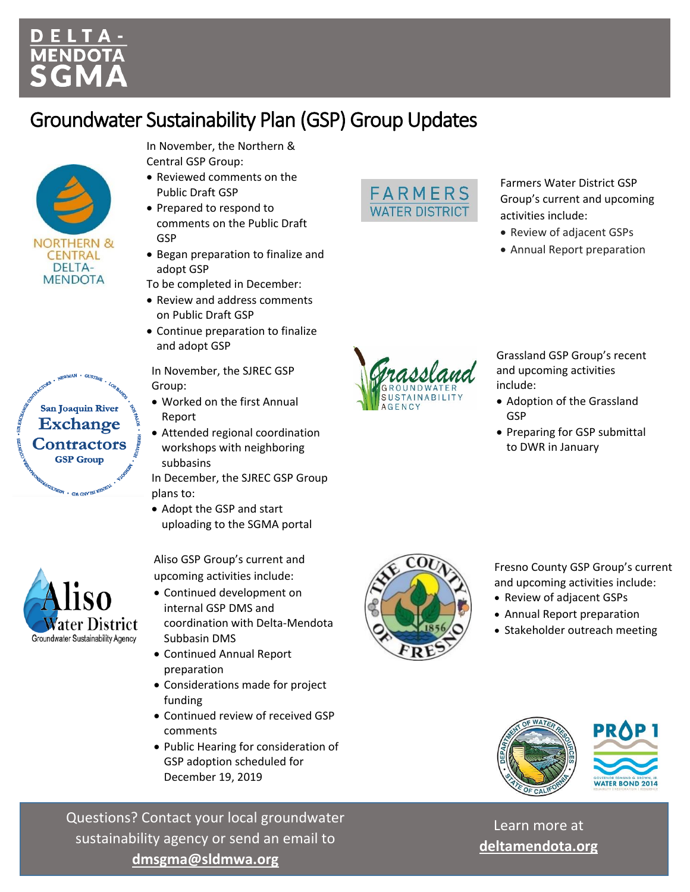# Groundwater Sustainability Plan (GSP) Group Updates

In November, the Northern & Central GSP Group:

- Reviewed comments on the Public Draft GSP
- Prepared to respond to comments on the Public Draft GSP
- Began preparation to finalize and adopt GSP

To be completed in December:

- Review and address comments on Public Draft GSP
- Continue preparation to finalize and adopt GSP

Farmers Water District GSP Group's current and upcoming activities include:

- Review of adjacent GSPs
- Annual Report preparation

In November, the SJREC GSP Group:

- Worked on the first Annual Report
- Attended regional coordination workshops with neighboring subbasins

In December, the SJREC GSP Group plans to:

- Adopt the GSP and start uploading to the SGMA portal

Grassland GSP Group's recent and upcoming activities include:

- Adoption of the Grassland GSP
- Preparing for GSP submittal to DWR in January

Aliso GSP Group's current and upcoming activities include:

- Continued development on internal GSP DMS and coordination with Delta-Mendota Subbasin DMS
- Continued Annual Report preparation
- Considerations made for project funding
- Continued review of received GSP comments
- Public Hearing for consideration of GSP adoption scheduled for December 19, 2019

Fresno County GSP Group's current and upcoming activities include:

- Review of adjacent GSPs
- Annual Report preparation
- Stakeholder outreach meeting

Questions? Contact your local groundwater sustainability agency or send an email to **dmsgma@sldmwa.org**

Learn more at **deltamendota.org**